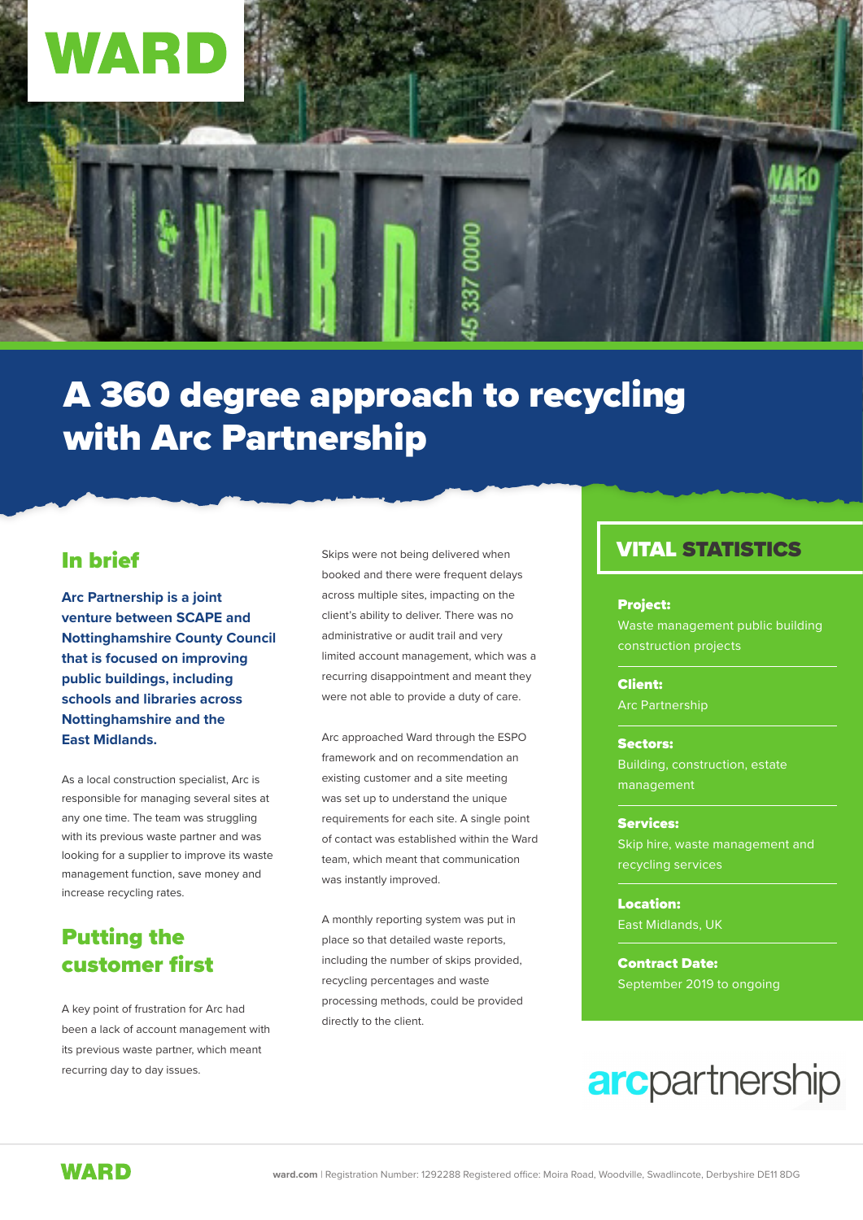# A 360 degree approach to recycling with Arc Partnership

## In brief

**Arc Partnership is a joint venture between SCAPE and Nottinghamshire County Council that is focused on improving public buildings, including schools and libraries across Nottinghamshire and the East Midlands.**

As a local construction specialist, Arc is responsible for managing several sites at any one time. The team was struggling with its previous waste partner and was looking for a supplier to improve its waste management function, save money and increase recycling rates.

## Putting the customer first

A key point of frustration for Arc had been a lack of account management with its previous waste partner, which meant recurring day to day issues.

Skips were not being delivered when booked and there were frequent delays across multiple sites, impacting on the client's ability to deliver. There was no administrative or audit trail and very limited account management, which was a recurring disappointment and meant they were not able to provide a duty of care.

Arc approached Ward through the ESPO framework and on recommendation an existing customer and a site meeting was set up to understand the unique requirements for each site. A single point of contact was established within the Ward team, which meant that communication was instantly improved.

A monthly reporting system was put in place so that detailed waste reports, including the number of skips provided, recycling percentages and waste processing methods, could be provided directly to the client.

## VITAL STATISTICS

**Project:**
Waste management public building construction projects

**Client:**
Arc Partnership

**Sectors:**
Building, construction, estate management

**Services:**
Skip hire, waste management and recycling services

**Location:**
East Midlands, UK

**Contract Date:**
September 2019 to ongoing

arcpartnership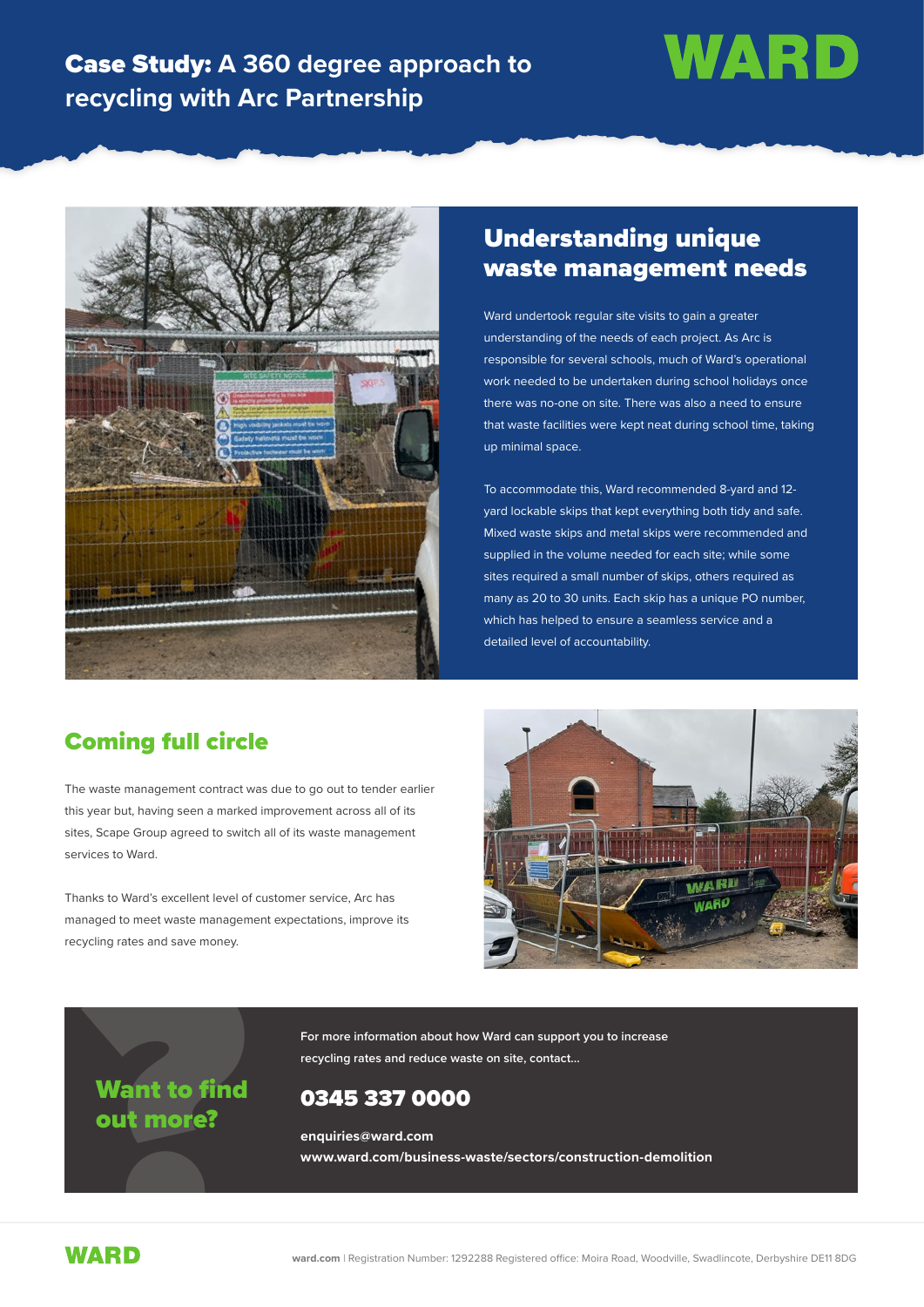# Case Study: A 360 degree approach to recycling with Arc Partnership

WARD

## Understanding unique waste management needs

Ward undertook regular site visits to gain a greater understanding of the needs of each project. As Arc is responsible for several schools, much of Ward's operational work needed to be undertaken during school holidays once there was no-one on site. There was also a need to ensure that waste facilities were kept neat during school time, taking up minimal space.

To accommodate this, Ward recommended 8-yard and 12-yard lockable skips that kept everything both tidy and safe. Mixed waste skips and metal skips were recommended and supplied in the volume needed for each site; while some sites required a small number of skips, others required as many as 20 to 30 units. Each skip has a unique PO number, which has helped to ensure a seamless service and a detailed level of accountability.

## Coming full circle

The waste management contract was due to go out to tender earlier this year but, having seen a marked improvement across all of its sites, Scape Group agreed to switch all of its waste management services to Ward.

Thanks to Ward's excellent level of customer service, Arc has managed to meet waste management expectations, improve its recycling rates and save money.

## Want to find out more?

For more information about how Ward can support you to increase recycling rates and reduce waste on site, contact...

**0345 337 0000**

enquiries@ward.com
www.ward.com/business-waste/sectors/construction-demolition

WARD

ward.com | Registration Number: 1292288 Registered office: Moira Road, Woodville, Swadlincote, Derbyshire DE11 8DG